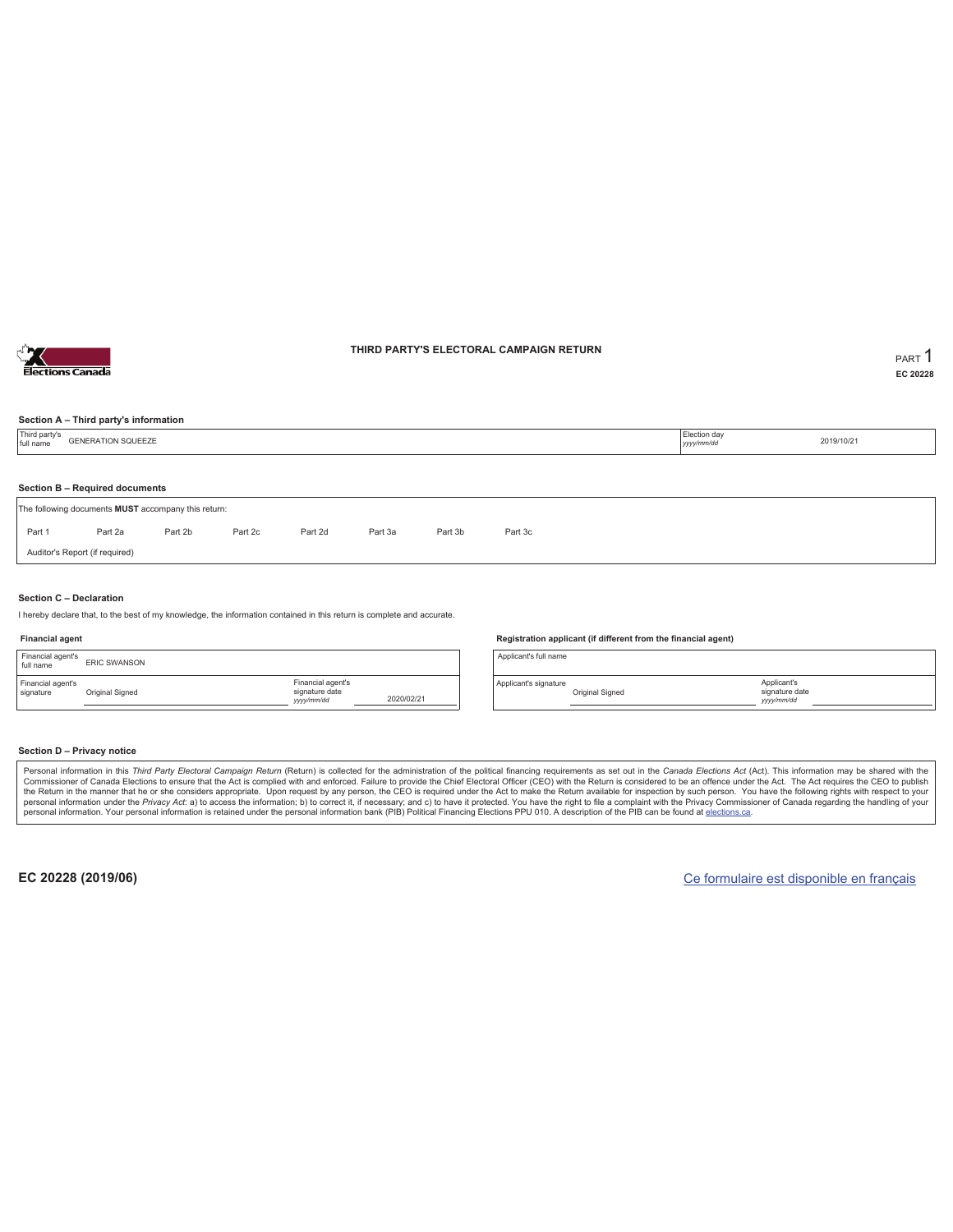# THIRD PARTY'S ELECTORAL CAMPAIGN RETURN

PART 1

EC 20228

## Section A – Third party's information

| Third party's full name | GENERATION SQUEEZE | Election day *yyyy/mm/dd* | 2019/10/21 |
|---|---|---|---|

## Section B – Required documents

The following documents **MUST** accompany this return:

| Part 1 | Part 2a | Part 2b | Part 2c | Part 2d | Part 3a | Part 3b | Part 3c |
|---|---|---|---|---|---|---|---|

Auditor's Report (if required)

## Section C – Declaration

I hereby declare that, to the best of my knowledge, the information contained in this return is complete and accurate.

### Financial agent

| Financial agent's full name | ERIC SWANSON | | |
|---|---|---|---|
| Financial agent's signature | Original Signed | Financial agent's signature date *yyyy/mm/dd* | 2020/02/21 |

### Registration applicant (if different from the financial agent)

| Applicant's full name | | | |
|---|---|---|---|
| Applicant's signature | Original Signed | Applicant's signature date *yyyy/mm/dd* | |

## Section D – Privacy notice

Personal information in this *Third Party Electoral Campaign Return* (Return) is collected for the administration of the political financing requirements as set out in the *Canada Elections Act* (Act). This information may be shared with the Commissioner of Canada Elections to ensure that the Act is complied with and enforced. Failure to provide the Chief Electoral Officer (CEO) with the Return is considered to be an offence under the Act. The Act requires the CEO to publish the Return in the manner that he or she considers appropriate. Upon request by any person, the CEO is required under the Act to make the Return available for inspection by such person. You have the following rights with respect to your personal information under the *Privacy Act*: a) to access the information; b) to correct it, if necessary; and c) to have it protected. You have the right to file a complaint with the Privacy Commissioner of Canada regarding the handling of your personal information. Your personal information is retained under the personal information bank (PIB) Political Financing Elections PPU 010. A description of the PIB can be found at elections.ca.

**EC 20228 (2019/06)**

Ce formulaire est disponible en français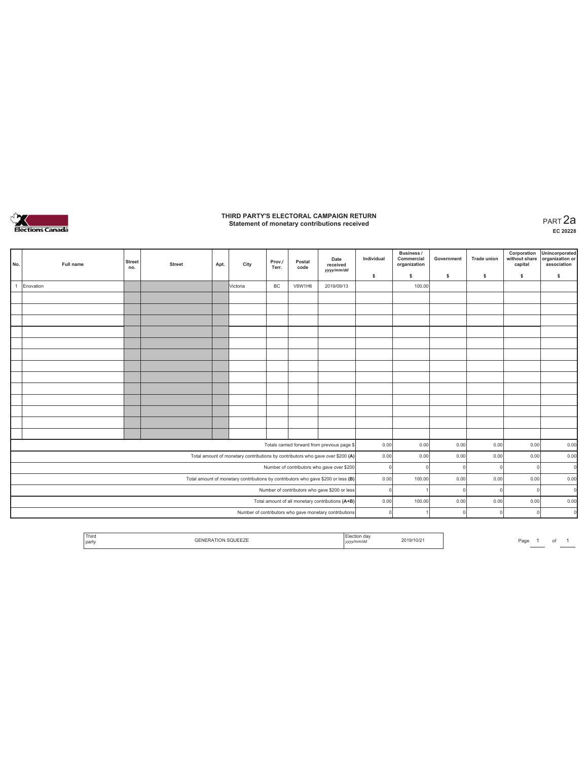# THIRD PARTY'S ELECTORAL CAMPAIGN RETURN
## Statement of monetary contributions received

PART 2a
EC 20228

| No. | Full name | Street no. | Street | Apt. | City | Prov./ Terr. | Postal code | Date received yyyy/mm/dd | Individual $ | Business / Commercial organization $ | Government $ | Trade union $ | Corporation without share capital $ | Unincorporated organization or association $ |
|---|---|---|---|---|---|---|---|---|---|---|---|---|---|---|
| 1 | Enovation | | | | Victoria | BC | V8W1H6 | 2019/09/13 | | 100.00 | | | | |
| | | | | | | | | | | | | | | |
| | | | | | | | | | | | | | | |
| | | | | | | | | | | | | | | |
| | | | | | | | | | | | | | | |
| | | | | | | | | | | | | | | |
| | | | | | | | | | | | | | | |
| | | | | | | | | | | | | | | |
| | | | | | | | | | | | | | | |
| | | | | | | | | | | | | | | |
| | | | | | | | | | | | | | | |
| | | | | | | | | | | | | | | |
| | | | | | | | | | | | | | | |
| | | | | | | | | | | | | | | |
| Totals carried forward from previous page $ | | | | | | | | | 0.00 | 0.00 | 0.00 | 0.00 | 0.00 | 0.00 |
| Total amount of monetary contributions by contributors who gave over $200 (A) | | | | | | | | | 0.00 | 0.00 | 0.00 | 0.00 | 0.00 | 0.00 |
| Number of contributors who gave over $200 | | | | | | | | | 0 | 0 | 0 | 0 | 0 | 0 |
| Total amount of monetary contributions by contributors who gave $200 or less (B) | | | | | | | | | 0.00 | 100.00 | 0.00 | 0.00 | 0.00 | 0.00 |
| Number of contributors who gave $200 or less | | | | | | | | | 0 | 1 | 0 | 0 | 0 | 0 |
| Total amount of all monetary contributions (A+B) | | | | | | | | | 0.00 | 100.00 | 0.00 | 0.00 | 0.00 | 0.00 |
| Number of contributors who gave monetary contributions | | | | | | | | | 0 | 1 | 0 | 0 | 0 | 0 |

| Third party | GENERATION SQUEEZE | Election day yyyy/mm/dd | 2019/10/21 |
|---|---|---|---|

Page 1 of 1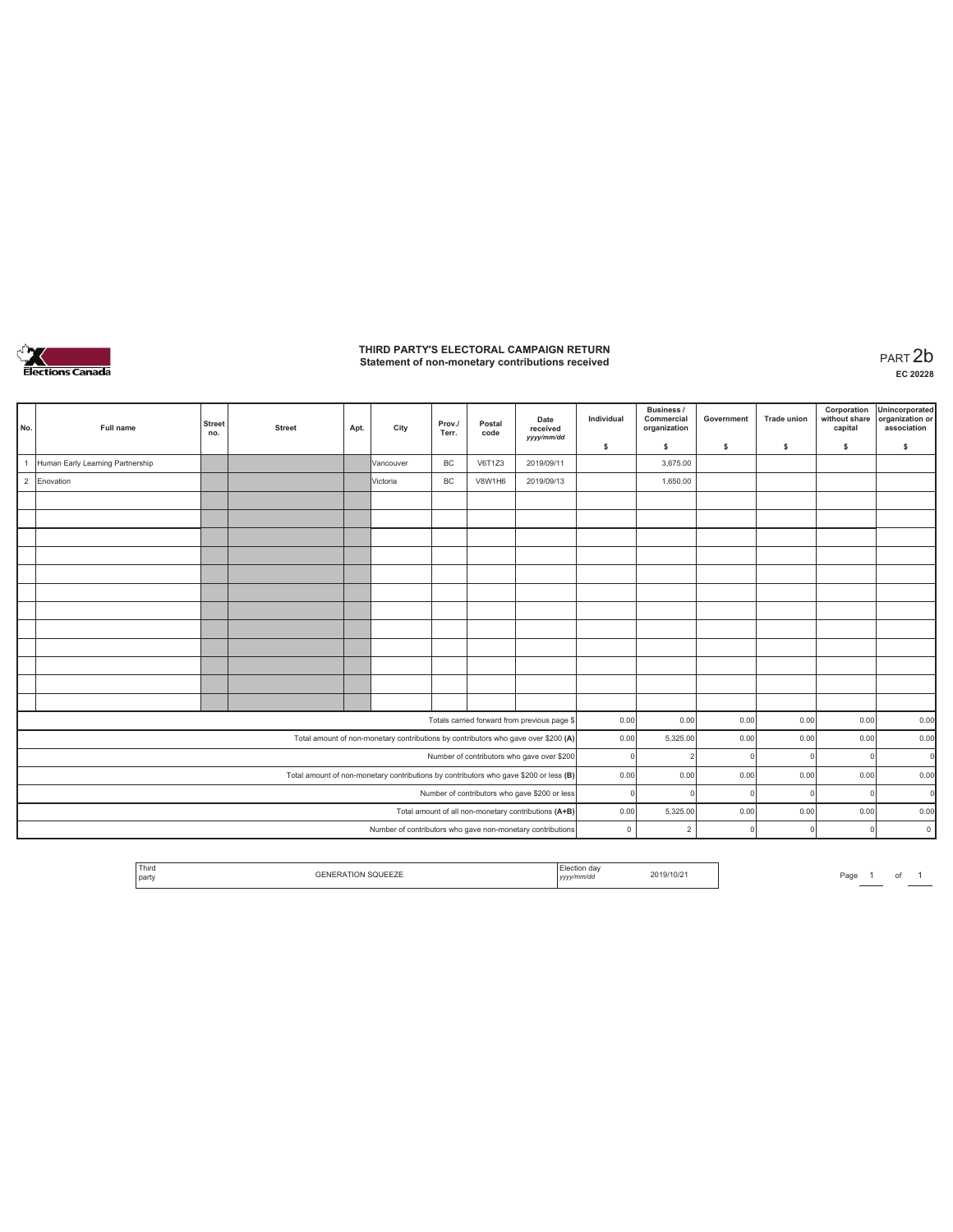# THIRD PARTY'S ELECTORAL CAMPAIGN RETURN
## Statement of non-monetary contributions received

PART 2b

EC 20228

| No. | Full name | Street no. | Street | Apt. | City | Prov./ Terr. | Postal code | Date received yyyy/mm/dd | Individual $ | Business / Commercial organization $ | Government $ | Trade union $ | Corporation without share capital $ | Unincorporated organization or association $ |
|---|---|---|---|---|---|---|---|---|---|---|---|---|---|---|
| 1 | Human Early Learning Partnership | | | | Vancouver | BC | V6T1Z3 | 2019/09/11 | | 3,675.00 | | | | |
| 2 | Enovation | | | | Victoria | BC | V8W1H6 | 2019/09/13 | | 1,650.00 | | | | |
| | | | | | | | | | | | | | | |
| | | | | | | | | | | | | | | |
| | | | | | | | | | | | | | | |
| | | | | | | | | | | | | | | |
| | | | | | | | | | | | | | | |
| | | | | | | | | | | | | | | |
| | | | | | | | | | | | | | | |
| | | | | | | | | | | | | | | |
| | | | | | | | | | | | | | | |
| | | | | | | | | | | | | | | |
| | | | | | | | | | | | | | | |
| | | | | | | | | | | | | | | |
| | Totals carried forward from previous page $ | | | | | | | | 0.00 | 0.00 | 0.00 | 0.00 | 0.00 | 0.00 |
| | Total amount of non-monetary contributions by contributors who gave over $200 (A) | | | | | | | | 0.00 | 5,325.00 | 0.00 | 0.00 | 0.00 | 0.00 |
| | Number of contributors who gave over $200 | | | | | | | | 0 | 2 | 0 | 0 | 0 | 0 |
| | Total amount of non-monetary contributions by contributors who gave $200 or less (B) | | | | | | | | 0.00 | 0.00 | 0.00 | 0.00 | 0.00 | 0.00 |
| | Number of contributors who gave $200 or less | | | | | | | | 0 | 0 | 0 | 0 | 0 | 0 |
| | Total amount of all non-monetary contributions (A+B) | | | | | | | | 0.00 | 5,325.00 | 0.00 | 0.00 | 0.00 | 0.00 |
| | Number of contributors who gave non-monetary contributions | | | | | | | | 0 | 2 | 0 | 0 | 0 | 0 |

| Third party | GENERATION SQUEEZE | Election day yyyy/mm/dd | 2019/10/21 |
|---|---|---|---|

Page 1 of 1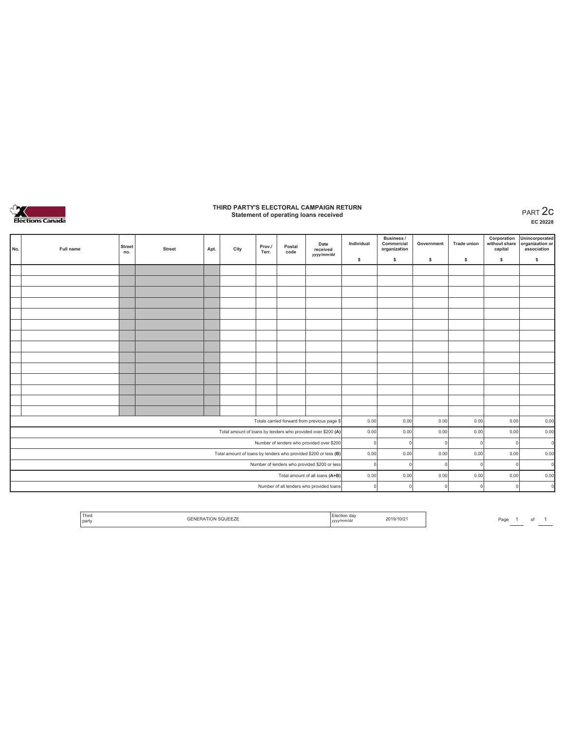# THIRD PARTY'S ELECTORAL CAMPAIGN RETURN

## Statement of operating loans received

PART 2c

EC 20228

| No. | Full name | Street no. | Street | Apt. | City | Prov./ Terr. | Postal code | Date received yyyy/mm/dd | Individual $ | Business / Commercial organization $ | Government $ | Trade union $ | Corporation without share capital $ | Unincorporated organization or association $ |
|---|---|---|---|---|---|---|---|---|---|---|---|---|---|---|
| | | | | | | | | | | | | | | |
| | | | | | | | | | | | | | | |
| | | | | | | | | | | | | | | |
| | | | | | | | | | | | | | | |
| | | | | | | | | | | | | | | |
| | | | | | | | | | | | | | | |
| | | | | | | | | | | | | | | |
| | | | | | | | | | | | | | | |
| | | | | | | | | | | | | | | |
| | | | | | | | | | | | | | | |
| | | | | | | | | | | | | | | |
| | | | | | | | | | | | | | | |
| | | | | | | | | | | | | | | |
| | | | | | | | | | | | | | | |
| Totals carried forward from previous page $ | | | | | | | | | 0.00 | 0.00 | 0.00 | 0.00 | 0.00 | 0.00 |
| Total amount of loans by lenders who provided over $200 (A) | | | | | | | | | 0.00 | 0.00 | 0.00 | 0.00 | 0.00 | 0.00 |
| Number of lenders who provided over $200 | | | | | | | | | 0 | 0 | 0 | 0 | 0 | 0 |
| Total amount of loans by lenders who provided $200 or less (B) | | | | | | | | | 0.00 | 0.00 | 0.00 | 0.00 | 0.00 | 0.00 |
| Number of lenders who provided $200 or less | | | | | | | | | 0 | 0 | 0 | 0 | 0 | 0 |
| Total amount of all loans (A+B) | | | | | | | | | 0.00 | 0.00 | 0.00 | 0.00 | 0.00 | 0.00 |
| Number of all lenders who provided loans | | | | | | | | | 0 | 0 | 0 | 0 | 0 | 0 |

| Third party | GENERATION SQUEEZE | Election day yyyy/mm/dd | 2019/10/21 |
|---|---|---|---|

Page 1 of 1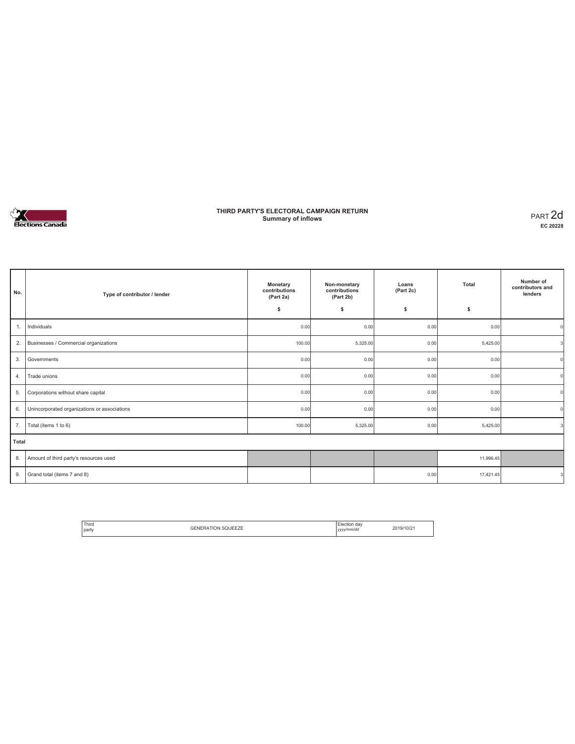# THIRD PARTY'S ELECTORAL CAMPAIGN RETURN
## Summary of inflows

PART 2d
**EC 20228**

| No. | Type of contributor / lender | Monetary contributions (Part 2a) $ | Non-monetary contributions (Part 2b) $ | Loans (Part 2c) $ | Total $ | Number of contributors and lenders |
|---|---|---|---|---|---|---|
| 1. | Individuals | 0.00 | 0.00 | 0.00 | 0.00 | 0 |
| 2. | Businesses / Commercial organizations | 100.00 | 5,325.00 | 0.00 | 5,425.00 | 3 |
| 3. | Governments | 0.00 | 0.00 | 0.00 | 0.00 | 0 |
| 4. | Trade unions | 0.00 | 0.00 | 0.00 | 0.00 | 0 |
| 5. | Corporations without share capital | 0.00 | 0.00 | 0.00 | 0.00 | 0 |
| 6. | Unincorporated organizations or associations | 0.00 | 0.00 | 0.00 | 0.00 | 0 |
| 7. | Total (items 1 to 6) | 100.00 | 5,325.00 | 0.00 | 5,425.00 | 3 |
| **Total** | | | | | | |
| 8. | Amount of third party's resources used | | | | 11,996.45 | |
| 9. | Grand total (items 7 and 8) | | | 0.00 | 17,421.45 | 3 |

| Third party | GENERATION SQUEEZE | Election day *yyyy/mm/dd* | 2019/10/21 |
|---|---|---|---|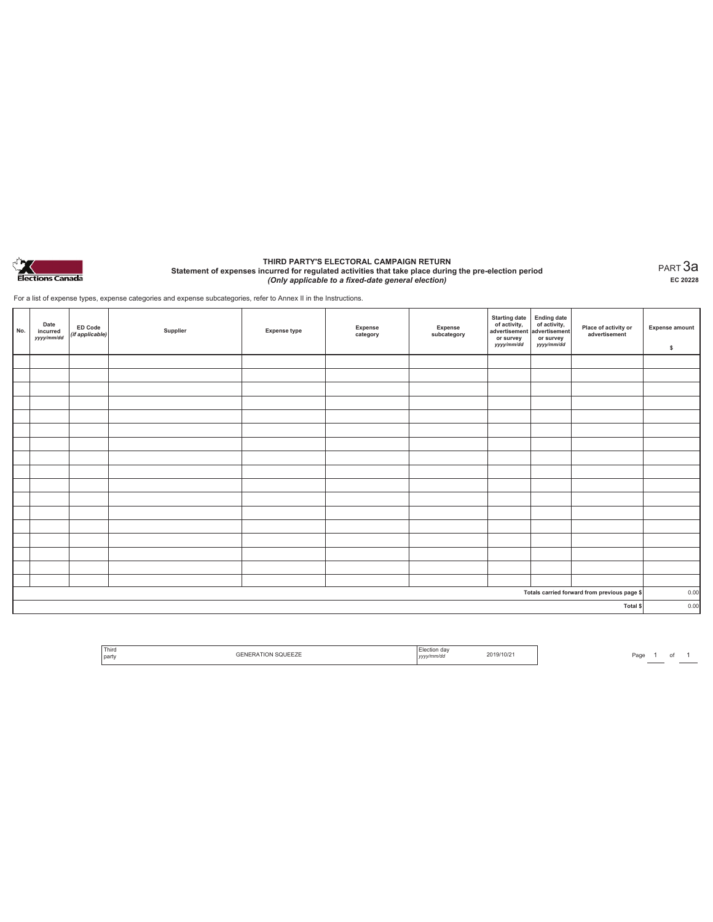Elections Canada

# THIRD PARTY'S ELECTORAL CAMPAIGN RETURN

**Statement of expenses incurred for regulated activities that take place during the pre-election period**

***(Only applicable to a fixed-date general election)***

PART 3a

EC 20228

For a list of expense types, expense categories and expense subcategories, refer to Annex II in the Instructions.

| No. | Date incurred *yyyy/mm/dd* | ED Code *(if applicable)* | Supplier | Expense type | Expense category | Expense subcategory | Starting date of activity, advertisement or survey *yyyy/mm/dd* | Ending date of activity, advertisement or survey *yyyy/mm/dd* | Place of activity or advertisement | Expense amount $ |
|---|---|---|---|---|---|---|---|---|---|---|
| | | | | | | | | | | |
| | | | | | | | | | | |
| | | | | | | | | | | |
| | | | | | | | | | | |
| | | | | | | | | | | |
| | | | | | | | | | | |
| | | | | | | | | | | |
| | | | | | | | | | | |
| | | | | | | | | | | |
| | | | | | | | | | | |
| | | | | | | | | | | |
| | | | | | | | | | | |
| | | | | | | | | | | |
| | | | | | | | | | | |
| | | | | | | | | | | |
| | | | | | | | | | | |
| | | | | | | | | | | |
| | | | | | | | | | Totals carried forward from previous page $ | 0.00 |
| | | | | | | | | | Total $ | 0.00 |

| Third party | GENERATION SQUEEZE | Election day *yyyy/mm/dd* | 2019/10/21 |
|---|---|---|---|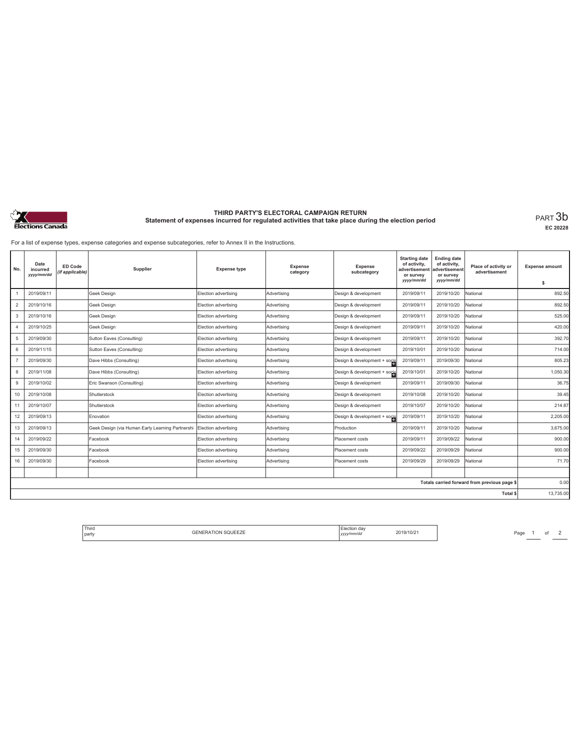# THIRD PARTY'S ELECTORAL CAMPAIGN RETURN

## Statement of expenses incurred for regulated activities that take place during the election period

PART 3b

EC 20228

For a list of expense types, expense categories and expense subcategories, refer to Annex II in the Instructions.

| No. | Date incurred yyyy/mm/dd | ED Code (if applicable) | Supplier | Expense type | Expense category | Expense subcategory | Starting date of activity, advertisement or survey yyyy/mm/dd | Ending date of activity, advertisement or survey yyyy/mm/dd | Place of activity or advertisement | Expense amount $ |
|---|---|---|---|---|---|---|---|---|---|---|
| 1 | 2019/09/11 | | Geek Design | Election advertising | Advertising | Design & development | 2019/09/11 | 2019/10/20 | National | 892.50 |
| 2 | 2019/10/16 | | Geek Design | Election advertising | Advertising | Design & development | 2019/09/11 | 2019/10/20 | National | 892.50 |
| 3 | 2019/10/16 | | Geek Design | Election advertising | Advertising | Design & development | 2019/09/11 | 2019/10/20 | National | 525.00 |
| 4 | 2019/10/25 | | Geek Design | Election advertising | Advertising | Design & development | 2019/09/11 | 2019/10/20 | National | 420.00 |
| 5 | 2019/09/30 | | Sutton Eaves (Consulting) | Election advertising | Advertising | Design & development | 2019/09/11 | 2019/10/20 | National | 392.70 |
| 6 | 2019/11/15 | | Sutton Eaves (Consulting) | Election advertising | Advertising | Design & development | 2019/10/01 | 2019/10/20 | National | 714.00 |
| 7 | 2019/09/30 | | Dave Hibbs (Consulting) | Election advertising | Advertising | Design & development + socia | 2019/09/11 | 2019/09/30 | National | 805.23 |
| 8 | 2019/11/08 | | Dave Hibbs (Consulting) | Election advertising | Advertising | Design & development + socia | 2019/10/01 | 2019/10/20 | National | 1,050.30 |
| 9 | 2019/10/02 | | Eric Swanson (Consulting) | Election advertising | Advertising | Design & development | 2019/09/11 | 2019/09/30 | National | 36.75 |
| 10 | 2019/10/08 | | Shutlerstock | Election advertising | Advertising | Design & development | 2019/10/08 | 2019/10/20 | National | 39.45 |
| 11 | 2019/10/07 | | Shutlerstock | Election advertising | Advertising | Design & development | 2019/10/07 | 2019/10/20 | National | 214.87 |
| 12 | 2019/09/13 | | Enovation | Election advertising | Advertising | Design & development + socia | 2019/09/11 | 2019/10/20 | National | 2,205.00 |
| 13 | 2019/09/13 | | Geek Design (via Human Early Learning Partnershi | Election advertising | Advertising | Production | 2019/09/11 | 2019/10/20 | National | 3,675.00 |
| 14 | 2019/09/22 | | Facebook | Election advertising | Advertising | Placement costs | 2019/09/11 | 2019/09/22 | National | 900.00 |
| 15 | 2019/09/30 | | Facebook | Election advertising | Advertising | Placement costs | 2019/09/22 | 2019/09/29 | National | 900.00 |
| 16 | 2019/09/30 | | Facebook | Election advertising | Advertising | Placement costs | 2019/09/29 | 2019/09/29 | National | 71.70 |
| | | | | | | | | | | |
| | | | | | | | | | Totals carried forward from previous page $ | 0.00 |
| | | | | | | | | | Total $ | 13,735.00 |

| Third party | GENERATION SQUEEZE | Election day yyyy/mm/dd | 2019/10/21 |
|---|---|---|---|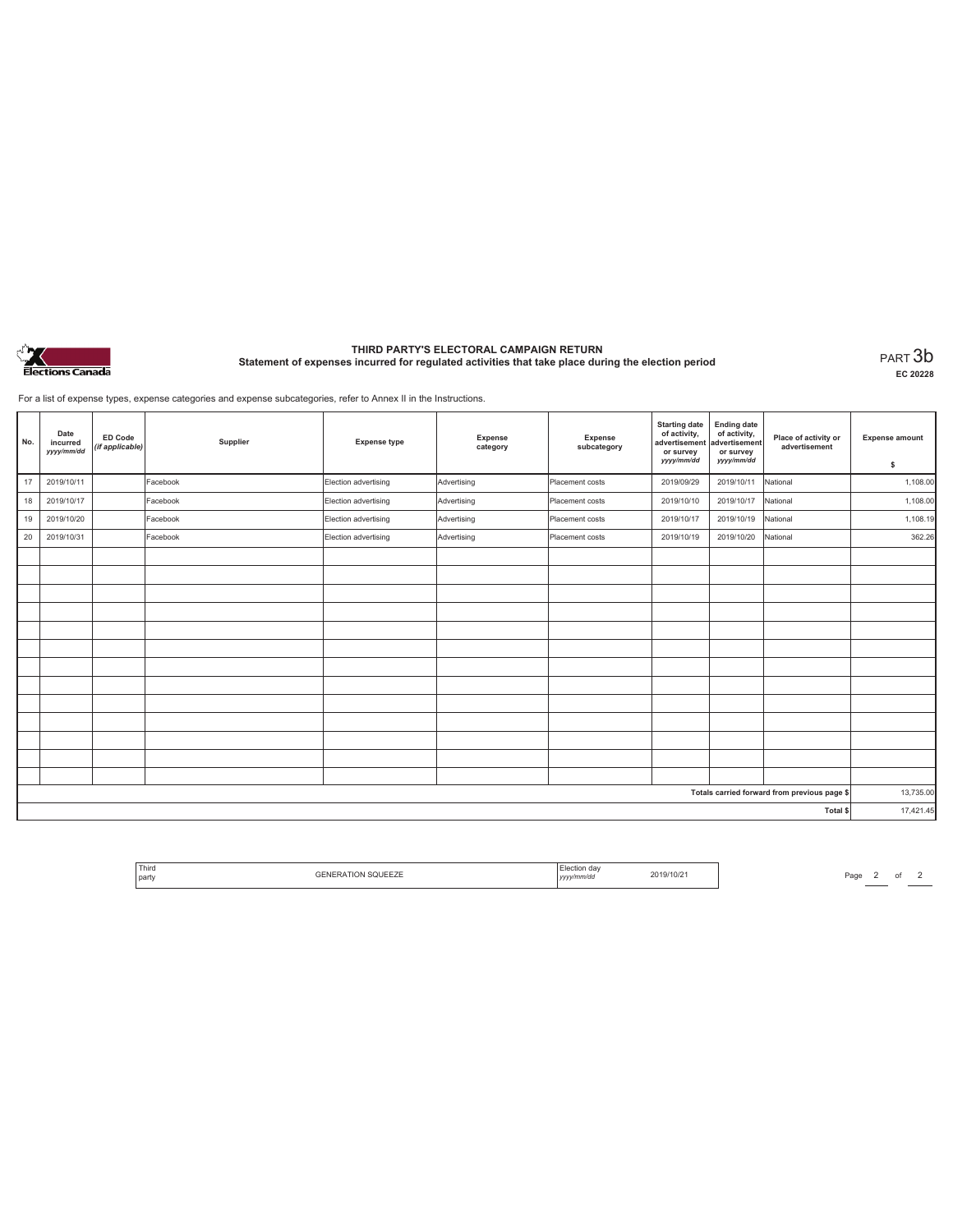# THIRD PARTY'S ELECTORAL CAMPAIGN RETURN

## Statement of expenses incurred for regulated activities that take place during the election period

PART 3b

EC 20228

For a list of expense types, expense categories and expense subcategories, refer to Annex II in the Instructions.

| No. | Date incurred *yyyy/mm/dd* | ED Code *(if applicable)* | Supplier | Expense type | Expense category | Expense subcategory | Starting date of activity, advertisement or survey *yyyy/mm/dd* | Ending date of activity, advertisement or survey *yyyy/mm/dd* | Place of activity or advertisement | Expense amount $ |
|---|---|---|---|---|---|---|---|---|---|---|
| 17 | 2019/10/11 | | Facebook | Election advertising | Advertising | Placement costs | 2019/09/29 | 2019/10/11 | National | 1,108.00 |
| 18 | 2019/10/17 | | Facebook | Election advertising | Advertising | Placement costs | 2019/10/10 | 2019/10/17 | National | 1,108.00 |
| 19 | 2019/10/20 | | Facebook | Election advertising | Advertising | Placement costs | 2019/10/17 | 2019/10/19 | National | 1,108.19 |
| 20 | 2019/10/31 | | Facebook | Election advertising | Advertising | Placement costs | 2019/10/19 | 2019/10/20 | National | 362.26 |
| | | | | | | | | | | |
| | | | | | | | | | | |
| | | | | | | | | | | |
| | | | | | | | | | | |
| | | | | | | | | | | |
| | | | | | | | | | | |
| | | | | | | | | | | |
| | | | | | | | | | | |
| | | | | | | | | | | |
| | | | | | | | | | | |
| | | | | | | | | | | |
| | | | | | | | | | | |
| | | | | | | | | | | |
| | | | | | | | | | Totals carried forward from previous page $ | 13,735.00 |
| | | | | | | | | | Total $ | 17,421.45 |

| Third party | GENERATION SQUEEZE | Election day *yyyy/mm/dd* | 2019/10/21 |
|---|---|---|---|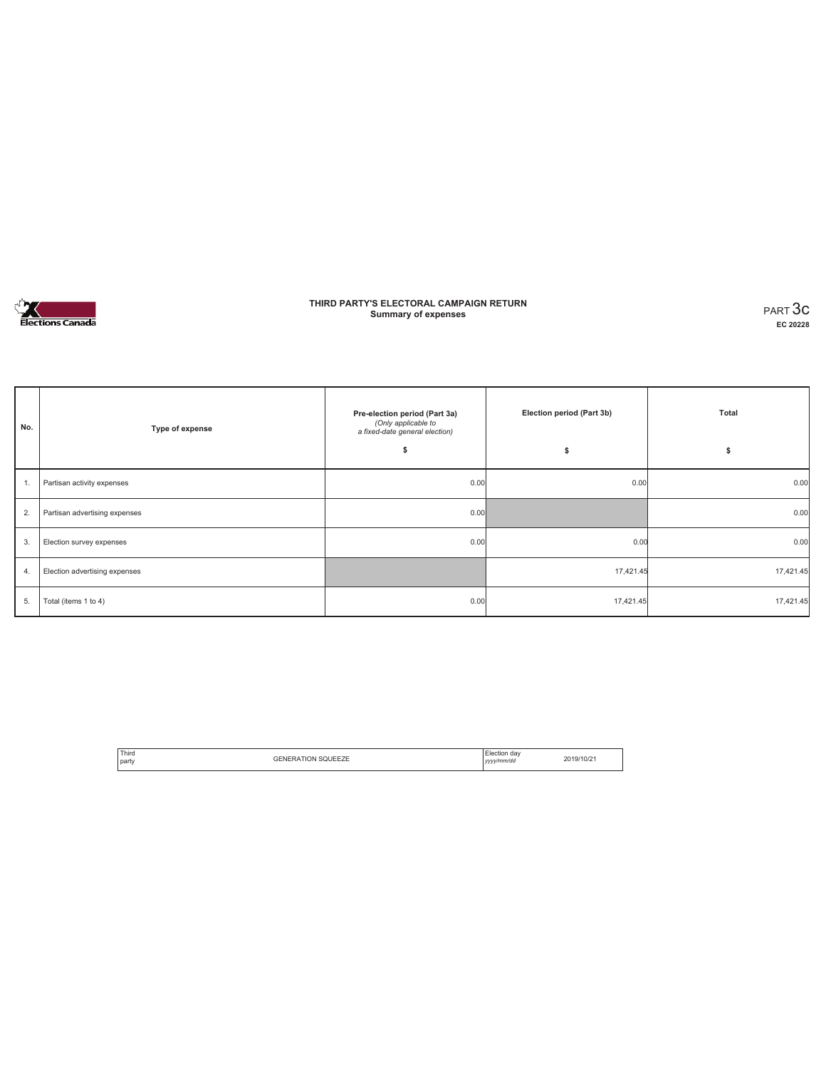Elections Canada

# THIRD PARTY'S ELECTORAL CAMPAIGN RETURN
## Summary of expenses

PART 3c
**EC 20228**

| No. | Type of expense | Pre-election period (Part 3a) *(Only applicable to a fixed-date general election)* $ | Election period (Part 3b) $ | Total $ |
|---|---|---|---|---|
| 1. | Partisan activity expenses | 0.00 | 0.00 | 0.00 |
| 2. | Partisan advertising expenses | 0.00 | | 0.00 |
| 3. | Election survey expenses | 0.00 | 0.00 | 0.00 |
| 4. | Election advertising expenses | | 17,421.45 | 17,421.45 |
| 5. | Total (items 1 to 4) | 0.00 | 17,421.45 | 17,421.45 |

| | | | |
|---|---|---|---|
| Third party | GENERATION SQUEEZE | Election day *yyyy/mm/dd* | 2019/10/21 |